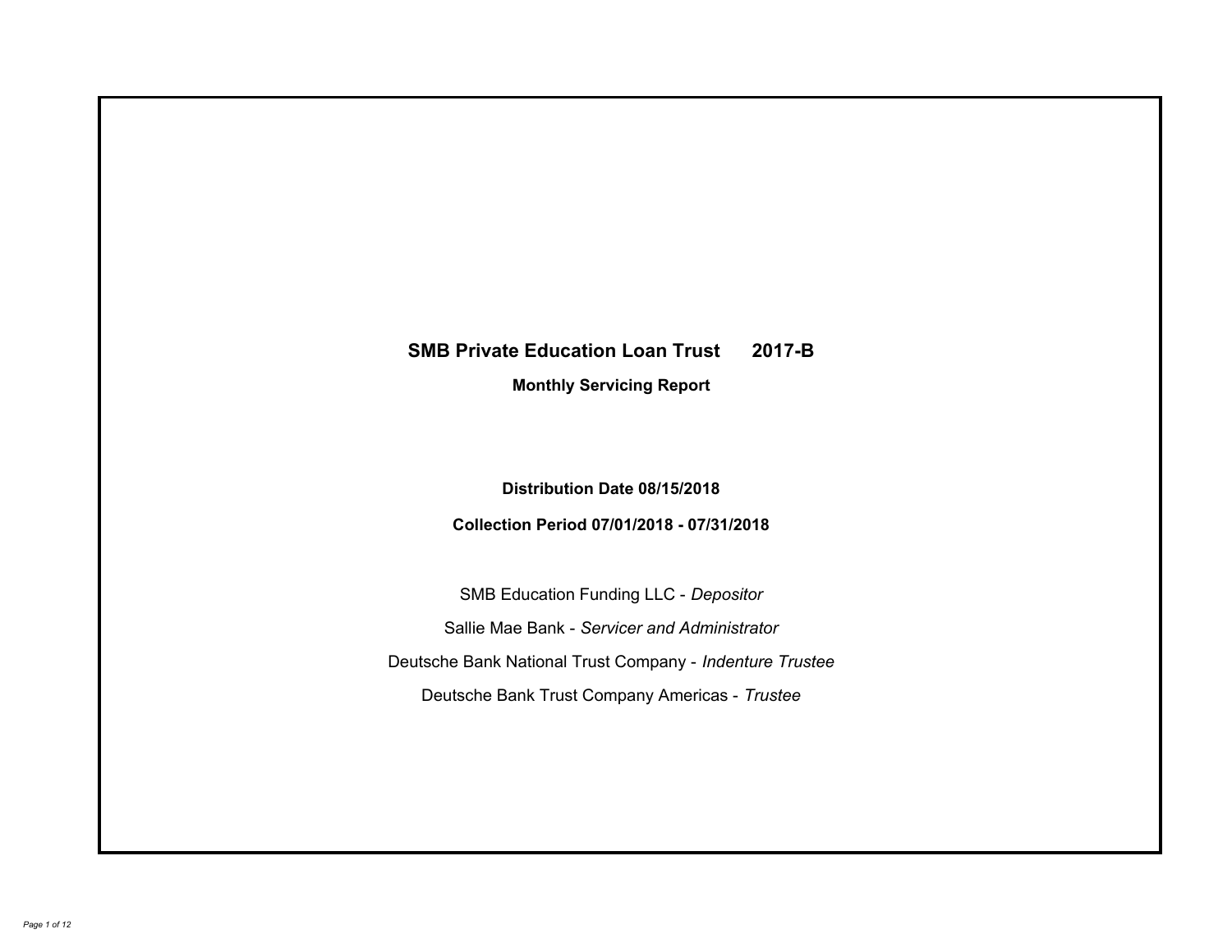# SMB Private Education Loan Trust 2017-B

## Monthly Servicing Report

**Distribution Date 08/15/2018**

**Collection Period 07/01/2018 - 07/31/2018**

SMB Education Funding LLC - *Depositor*

Sallie Mae Bank - *Servicer and Administrator*

Deutsche Bank National Trust Company - *Indenture Trustee*

Deutsche Bank Trust Company Americas - *Trustee*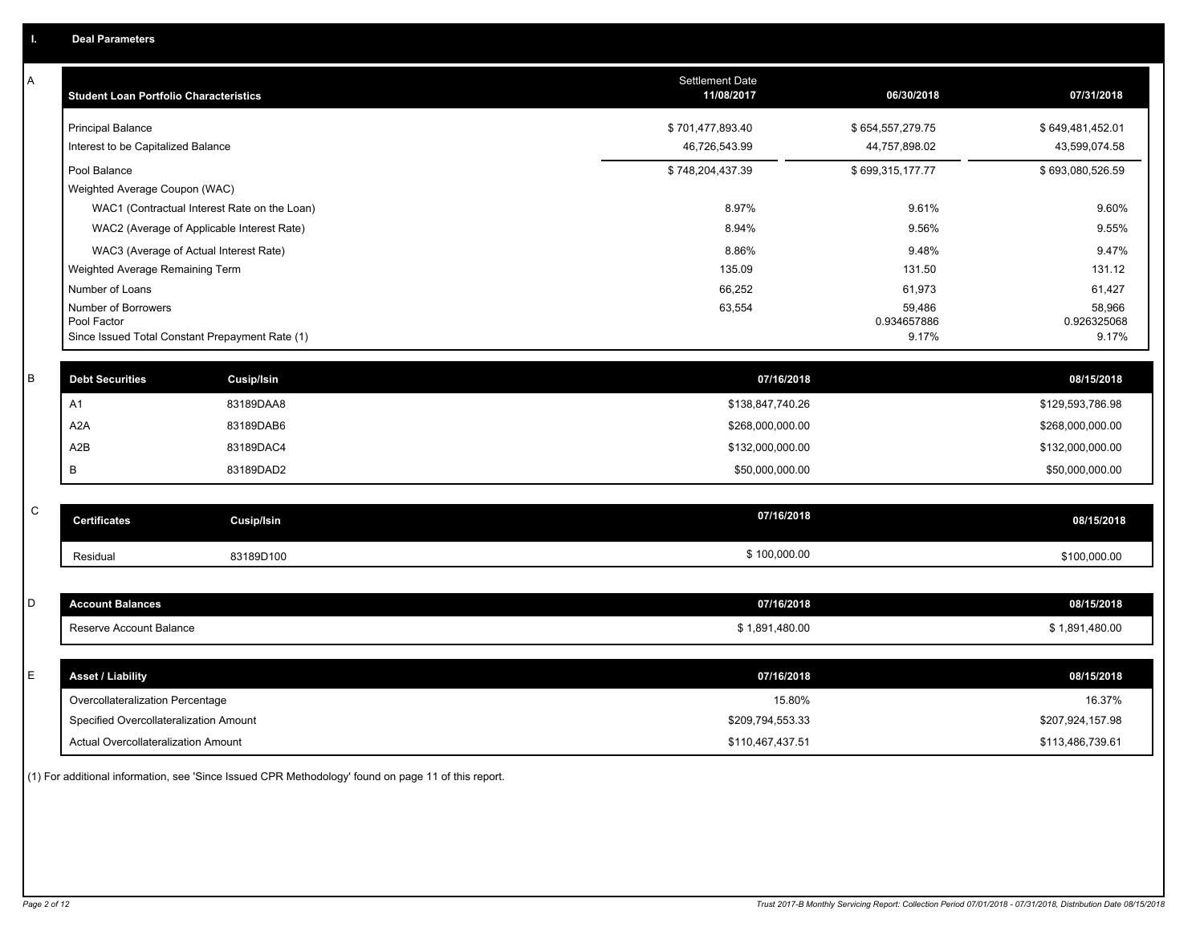## I. Deal Parameters

### A

| Student Loan Portfolio Characteristics | Settlement Date 11/08/2017 | 06/30/2018 | 07/31/2018 |
|---|---|---|---|
| Principal Balance | $ 701,477,893.40 | $ 654,557,279.75 | $ 649,481,452.01 |
| Interest to be Capitalized Balance | 46,726,543.99 | 44,757,898.02 | 43,599,074.58 |
| Pool Balance | $ 748,204,437.39 | $ 699,315,177.77 | $ 693,080,526.59 |
| Weighted Average Coupon (WAC) | | | |
| WAC1 (Contractual Interest Rate on the Loan) | 8.97% | 9.61% | 9.60% |
| WAC2 (Average of Applicable Interest Rate) | 8.94% | 9.56% | 9.55% |
| WAC3 (Average of Actual Interest Rate) | 8.86% | 9.48% | 9.47% |
| Weighted Average Remaining Term | 135.09 | 131.50 | 131.12 |
| Number of Loans | 66,252 | 61,973 | 61,427 |
| Number of Borrowers | 63,554 | 59,486 | 58,966 |
| Pool Factor | | 0.934657886 | 0.926325068 |
| Since Issued Total Constant Prepayment Rate (1) | | 9.17% | 9.17% |

### B

| Debt Securities | Cusip/Isin | 07/16/2018 | 08/15/2018 |
|---|---|---|---|
| A1 | 83189DAA8 | $138,847,740.26 | $129,593,786.98 |
| A2A | 83189DAB6 | $268,000,000.00 | $268,000,000.00 |
| A2B | 83189DAC4 | $132,000,000.00 | $132,000,000.00 |
| B | 83189DAD2 | $50,000,000.00 | $50,000,000.00 |

### C

| Certificates | Cusip/Isin | 07/16/2018 | 08/15/2018 |
|---|---|---|---|
| Residual | 83189D100 | $ 100,000.00 | $100,000.00 |

### D

| Account Balances | 07/16/2018 | 08/15/2018 |
|---|---|---|
| Reserve Account Balance | $ 1,891,480.00 | $ 1,891,480.00 |

### E

| Asset / Liability | 07/16/2018 | 08/15/2018 |
|---|---|---|
| Overcollateralization Percentage | 15.80% | 16.37% |
| Specified Overcollateralization Amount | $209,794,553.33 | $207,924,157.98 |
| Actual Overcollateralization Amount | $110,467,437.51 | $113,486,739.61 |

(1) For additional information, see 'Since Issued CPR Methodology' found on page 11 of this report.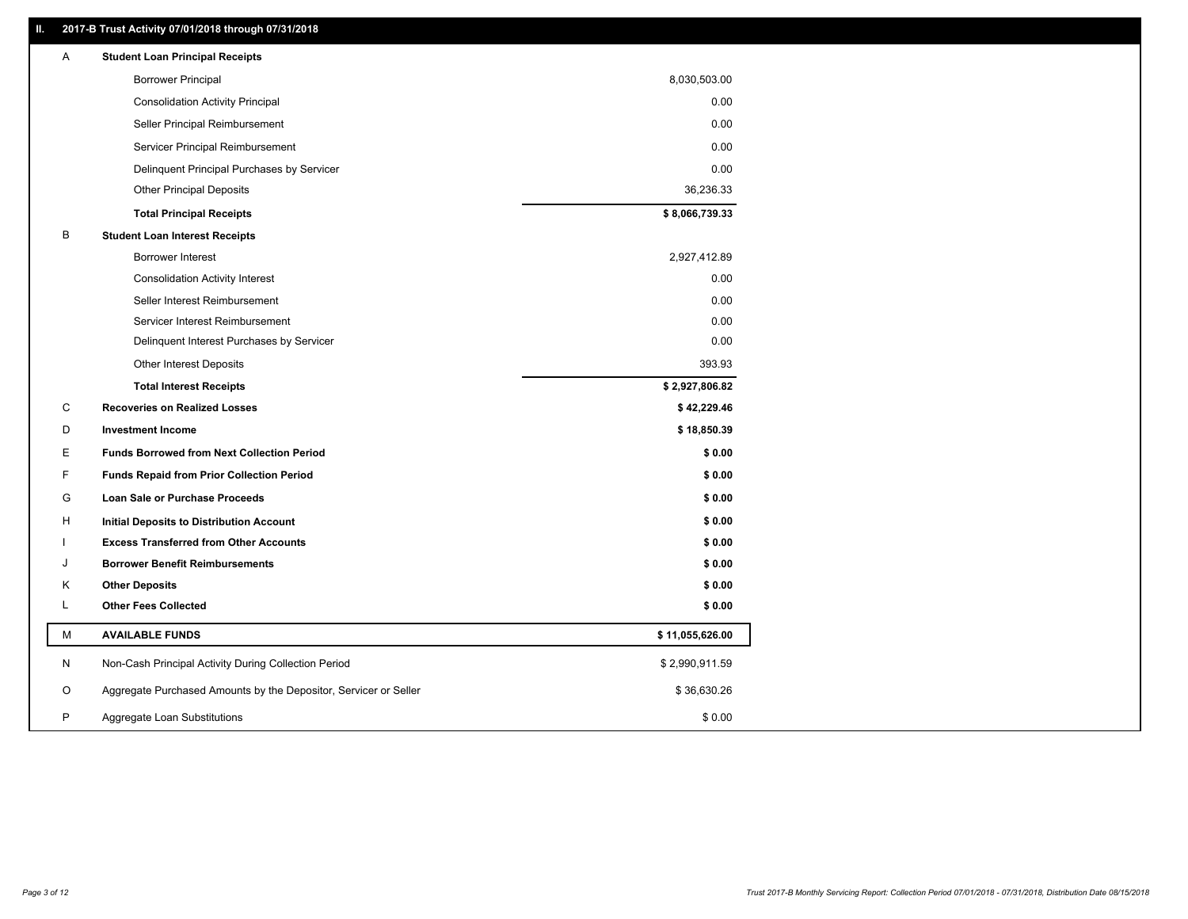## II. 2017-B Trust Activity 07/01/2018 through 07/31/2018

| | | |
|---|---|---|
| A | **Student Loan Principal Receipts** | |
| | Borrower Principal | 8,030,503.00 |
| | Consolidation Activity Principal | 0.00 |
| | Seller Principal Reimbursement | 0.00 |
| | Servicer Principal Reimbursement | 0.00 |
| | Delinquent Principal Purchases by Servicer | 0.00 |
| | Other Principal Deposits | 36,236.33 |
| | **Total Principal Receipts** | **$ 8,066,739.33** |
| B | **Student Loan Interest Receipts** | |
| | Borrower Interest | 2,927,412.89 |
| | Consolidation Activity Interest | 0.00 |
| | Seller Interest Reimbursement | 0.00 |
| | Servicer Interest Reimbursement | 0.00 |
| | Delinquent Interest Purchases by Servicer | 0.00 |
| | Other Interest Deposits | 393.93 |
| | **Total Interest Receipts** | **$ 2,927,806.82** |
| C | **Recoveries on Realized Losses** | **$ 42,229.46** |
| D | **Investment Income** | **$ 18,850.39** |
| E | **Funds Borrowed from Next Collection Period** | **$ 0.00** |
| F | **Funds Repaid from Prior Collection Period** | **$ 0.00** |
| G | **Loan Sale or Purchase Proceeds** | **$ 0.00** |
| H | **Initial Deposits to Distribution Account** | **$ 0.00** |
| I | **Excess Transferred from Other Accounts** | **$ 0.00** |
| J | **Borrower Benefit Reimbursements** | **$ 0.00** |
| K | **Other Deposits** | **$ 0.00** |
| L | **Other Fees Collected** | **$ 0.00** |
| M | **AVAILABLE FUNDS** | **$ 11,055,626.00** |
| N | Non-Cash Principal Activity During Collection Period | $ 2,990,911.59 |
| O | Aggregate Purchased Amounts by the Depositor, Servicer or Seller | $ 36,630.26 |
| P | Aggregate Loan Substitutions | $ 0.00 |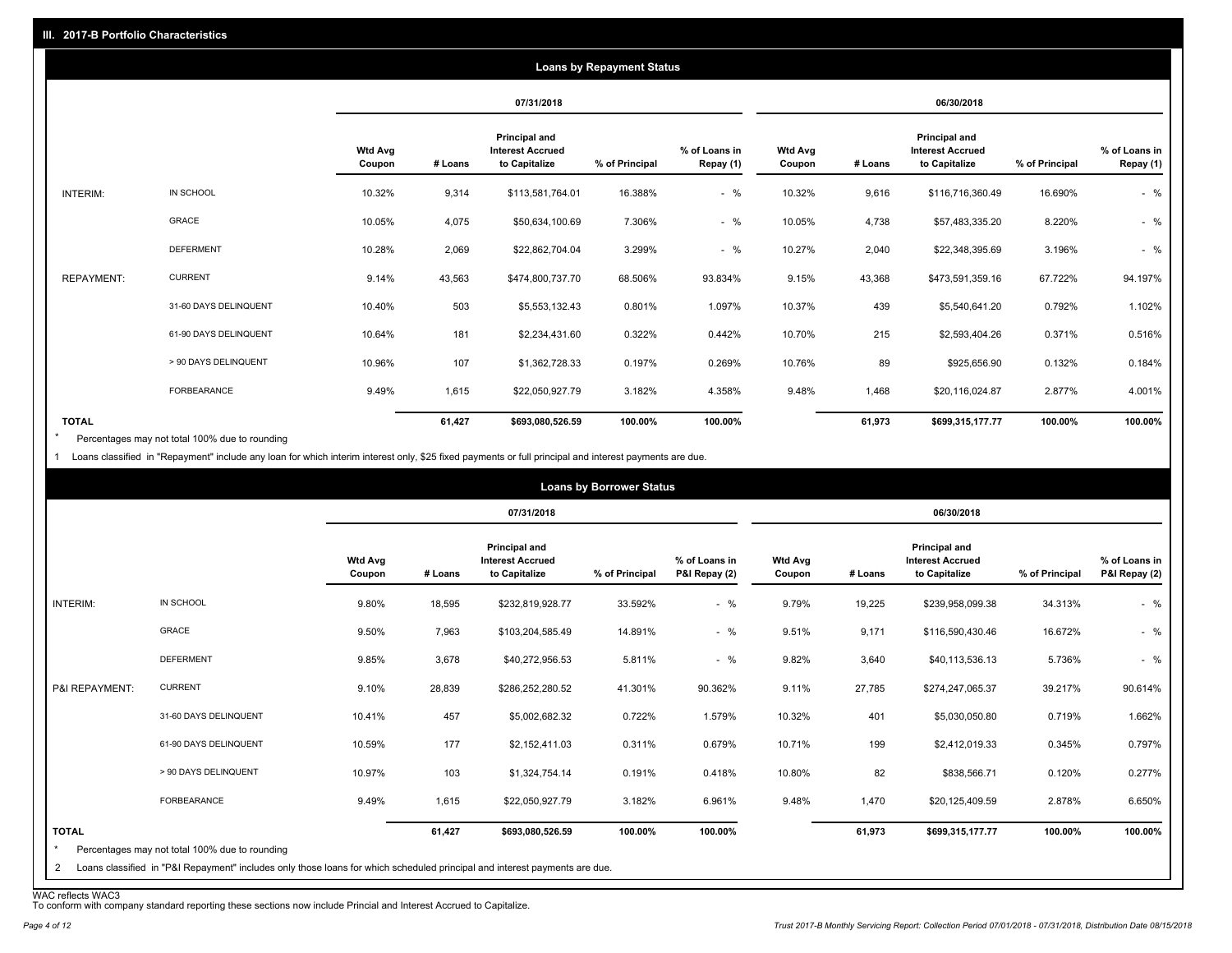## III. 2017-B Portfolio Characteristics

### Loans by Repayment Status

| | | 07/31/2018 | | | | | 06/30/2018 | | | | |
|---|---|---|---|---|---|---|---|---|---|---|---|
| | | Wtd Avg Coupon | # Loans | Principal and Interest Accrued to Capitalize | % of Principal | % of Loans in Repay (1) | Wtd Avg Coupon | # Loans | Principal and Interest Accrued to Capitalize | % of Principal | % of Loans in Repay (1) |
| INTERIM: | IN SCHOOL | 10.32% | 9,314 | $113,581,764.01 | 16.388% | - % | 10.32% | 9,616 | $116,716,360.49 | 16.690% | - % |
| | GRACE | 10.05% | 4,075 | $50,634,100.69 | 7.306% | - % | 10.05% | 4,738 | $57,483,335.20 | 8.220% | - % |
| | DEFERMENT | 10.28% | 2,069 | $22,862,704.04 | 3.299% | - % | 10.27% | 2,040 | $22,348,395.69 | 3.196% | - % |
| REPAYMENT: | CURRENT | 9.14% | 43,563 | $474,800,737.70 | 68.506% | 93.834% | 9.15% | 43,368 | $473,591,359.16 | 67.722% | 94.197% |
| | 31-60 DAYS DELINQUENT | 10.40% | 503 | $5,553,132.43 | 0.801% | 1.097% | 10.37% | 439 | $5,540,641.20 | 0.792% | 1.102% |
| | 61-90 DAYS DELINQUENT | 10.64% | 181 | $2,234,431.60 | 0.322% | 0.442% | 10.70% | 215 | $2,593,404.26 | 0.371% | 0.516% |
| | > 90 DAYS DELINQUENT | 10.96% | 107 | $1,362,728.33 | 0.197% | 0.269% | 10.76% | 89 | $925,656.90 | 0.132% | 0.184% |
| | FORBEARANCE | 9.49% | 1,615 | $22,050,927.79 | 3.182% | 4.358% | 9.48% | 1,468 | $20,116,024.87 | 2.877% | 4.001% |
| TOTAL | | | 61,427 | $693,080,526.59 | 100.00% | 100.00% | | 61,973 | $699,315,177.77 | 100.00% | 100.00% |

\* Percentages may not total 100% due to rounding

1 Loans classified in "Repayment" include any loan for which interim interest only, $25 fixed payments or full principal and interest payments are due.

### Loans by Borrower Status

| | | 07/31/2018 | | | | | 06/30/2018 | | | | |
|---|---|---|---|---|---|---|---|---|---|---|---|
| | | Wtd Avg Coupon | # Loans | Principal and Interest Accrued to Capitalize | % of Principal | % of Loans in P&I Repay (2) | Wtd Avg Coupon | # Loans | Principal and Interest Accrued to Capitalize | % of Principal | % of Loans in P&I Repay (2) |
| INTERIM: | IN SCHOOL | 9.80% | 18,595 | $232,819,928.77 | 33.592% | - % | 9.79% | 19,225 | $239,958,099.38 | 34.313% | - % |
| | GRACE | 9.50% | 7,963 | $103,204,585.49 | 14.891% | - % | 9.51% | 9,171 | $116,590,430.46 | 16.672% | - % |
| | DEFERMENT | 9.85% | 3,678 | $40,272,956.53 | 5.811% | - % | 9.82% | 3,640 | $40,113,536.13 | 5.736% | - % |
| P&I REPAYMENT: | CURRENT | 9.10% | 28,839 | $286,252,280.52 | 41.301% | 90.362% | 9.11% | 27,785 | $274,247,065.37 | 39.217% | 90.614% |
| | 31-60 DAYS DELINQUENT | 10.41% | 457 | $5,002,682.32 | 0.722% | 1.579% | 10.32% | 401 | $5,030,050.80 | 0.719% | 1.662% |
| | 61-90 DAYS DELINQUENT | 10.59% | 177 | $2,152,411.03 | 0.311% | 0.679% | 10.71% | 199 | $2,412,019.33 | 0.345% | 0.797% |
| | > 90 DAYS DELINQUENT | 10.97% | 103 | $1,324,754.14 | 0.191% | 0.418% | 10.80% | 82 | $838,566.71 | 0.120% | 0.277% |
| | FORBEARANCE | 9.49% | 1,615 | $22,050,927.79 | 3.182% | 6.961% | 9.48% | 1,470 | $20,125,409.59 | 2.878% | 6.650% |
| TOTAL | | | 61,427 | $693,080,526.59 | 100.00% | 100.00% | | 61,973 | $699,315,177.77 | 100.00% | 100.00% |

\* Percentages may not total 100% due to rounding

2 Loans classified in "P&I Repayment" includes only those loans for which scheduled principal and interest payments are due.

WAC reflects WAC3

To conform with company standard reporting these sections now include Princial and Interest Accrued to Capitalize.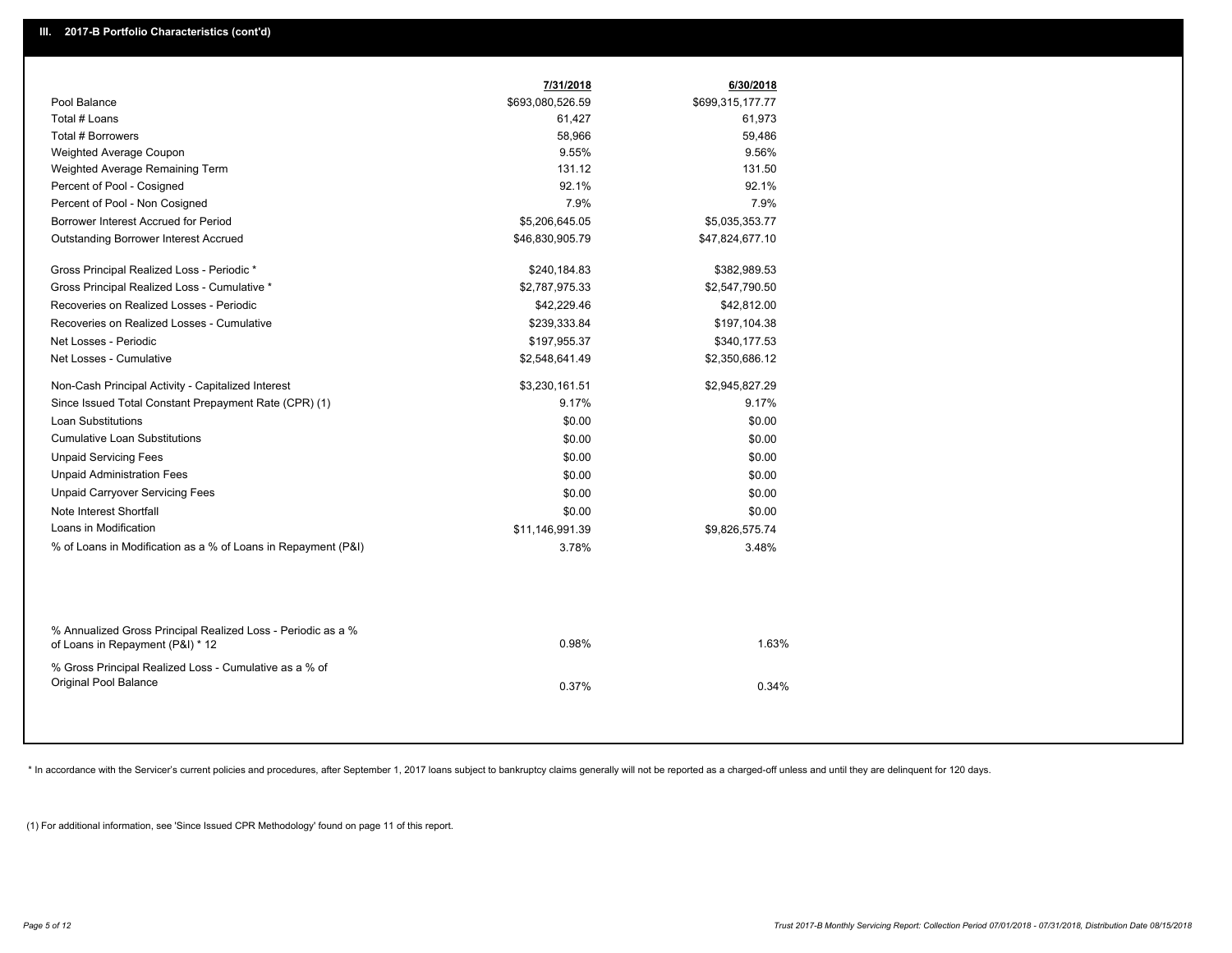## III. 2017-B Portfolio Characteristics (cont'd)

| | 7/31/2018 | 6/30/2018 |
|---|---|---|
| Pool Balance | $693,080,526.59 | $699,315,177.77 |
| Total # Loans | 61,427 | 61,973 |
| Total # Borrowers | 58,966 | 59,486 |
| Weighted Average Coupon | 9.55% | 9.56% |
| Weighted Average Remaining Term | 131.12 | 131.50 |
| Percent of Pool - Cosigned | 92.1% | 92.1% |
| Percent of Pool - Non Cosigned | 7.9% | 7.9% |
| Borrower Interest Accrued for Period | $5,206,645.05 | $5,035,353.77 |
| Outstanding Borrower Interest Accrued | $46,830,905.79 | $47,824,677.10 |
| Gross Principal Realized Loss - Periodic * | $240,184.83 | $382,989.53 |
| Gross Principal Realized Loss - Cumulative * | $2,787,975.33 | $2,547,790.50 |
| Recoveries on Realized Losses - Periodic | $42,229.46 | $42,812.00 |
| Recoveries on Realized Losses - Cumulative | $239,333.84 | $197,104.38 |
| Net Losses - Periodic | $197,955.37 | $340,177.53 |
| Net Losses - Cumulative | $2,548,641.49 | $2,350,686.12 |
| Non-Cash Principal Activity - Capitalized Interest | $3,230,161.51 | $2,945,827.29 |
| Since Issued Total Constant Prepayment Rate (CPR) (1) | 9.17% | 9.17% |
| Loan Substitutions | $0.00 | $0.00 |
| Cumulative Loan Substitutions | $0.00 | $0.00 |
| Unpaid Servicing Fees | $0.00 | $0.00 |
| Unpaid Administration Fees | $0.00 | $0.00 |
| Unpaid Carryover Servicing Fees | $0.00 | $0.00 |
| Note Interest Shortfall | $0.00 | $0.00 |
| Loans in Modification | $11,146,991.39 | $9,826,575.74 |
| % of Loans in Modification as a % of Loans in Repayment (P&I) | 3.78% | 3.48% |
| % Annualized Gross Principal Realized Loss - Periodic as a % of Loans in Repayment (P&I) * 12 | 0.98% | 1.63% |
| % Gross Principal Realized Loss - Cumulative as a % of Original Pool Balance | 0.37% | 0.34% |

* In accordance with the Servicer's current policies and procedures, after September 1, 2017 loans subject to bankruptcy claims generally will not be reported as a charged-off unless and until they are delinquent for 120 days.

(1) For additional information, see 'Since Issued CPR Methodology' found on page 11 of this report.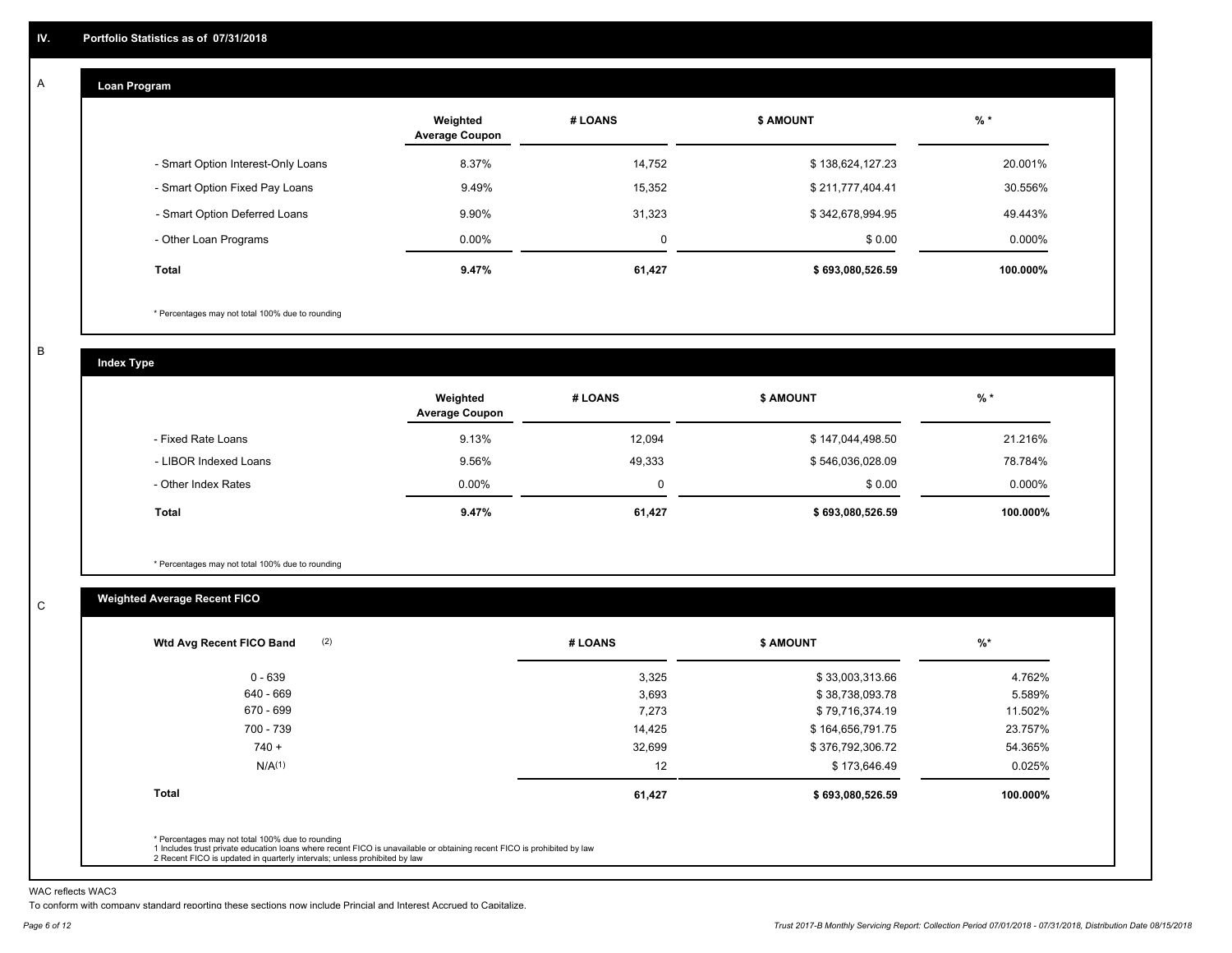## IV. Portfolio Statistics as of 07/31/2018

### A Loan Program

| | Weighted Average Coupon | # LOANS | $ AMOUNT | % * |
|---|---|---|---|---|
| - Smart Option Interest-Only Loans | 8.37% | 14,752 | $ 138,624,127.23 | 20.001% |
| - Smart Option Fixed Pay Loans | 9.49% | 15,352 | $ 211,777,404.41 | 30.556% |
| - Smart Option Deferred Loans | 9.90% | 31,323 | $ 342,678,994.95 | 49.443% |
| - Other Loan Programs | 0.00% | 0 | $ 0.00 | 0.000% |
| **Total** | **9.47%** | **61,427** | **$ 693,080,526.59** | **100.000%** |

* Percentages may not total 100% due to rounding

### B Index Type

| | Weighted Average Coupon | # LOANS | $ AMOUNT | % * |
|---|---|---|---|---|
| - Fixed Rate Loans | 9.13% | 12,094 | $ 147,044,498.50 | 21.216% |
| - LIBOR Indexed Loans | 9.56% | 49,333 | $ 546,036,028.09 | 78.784% |
| - Other Index Rates | 0.00% | 0 | $ 0.00 | 0.000% |
| **Total** | **9.47%** | **61,427** | **$ 693,080,526.59** | **100.000%** |

* Percentages may not total 100% due to rounding

### C Weighted Average Recent FICO

| Wtd Avg Recent FICO Band (2) | # LOANS | $ AMOUNT | %* |
|---|---|---|---|
| 0 - 639 | 3,325 | $ 33,003,313.66 | 4.762% |
| 640 - 669 | 3,693 | $ 38,738,093.78 | 5.589% |
| 670 - 699 | 7,273 | $ 79,716,374.19 | 11.502% |
| 700 - 739 | 14,425 | $ 164,656,791.75 | 23.757% |
| 740 + | 32,699 | $ 376,792,306.72 | 54.365% |
| N/A(1) | 12 | $ 173,646.49 | 0.025% |
| **Total** | **61,427** | **$ 693,080,526.59** | **100.000%** |

* Percentages may not total 100% due to rounding
1 Includes trust private education loans where recent FICO is unavailable or obtaining recent FICO is prohibited by law
2 Recent FICO is updated in quarterly intervals; unless prohibited by law

WAC reflects WAC3

To conform with company standard reporting these sections now include Princial and Interest Accrued to Capitalize.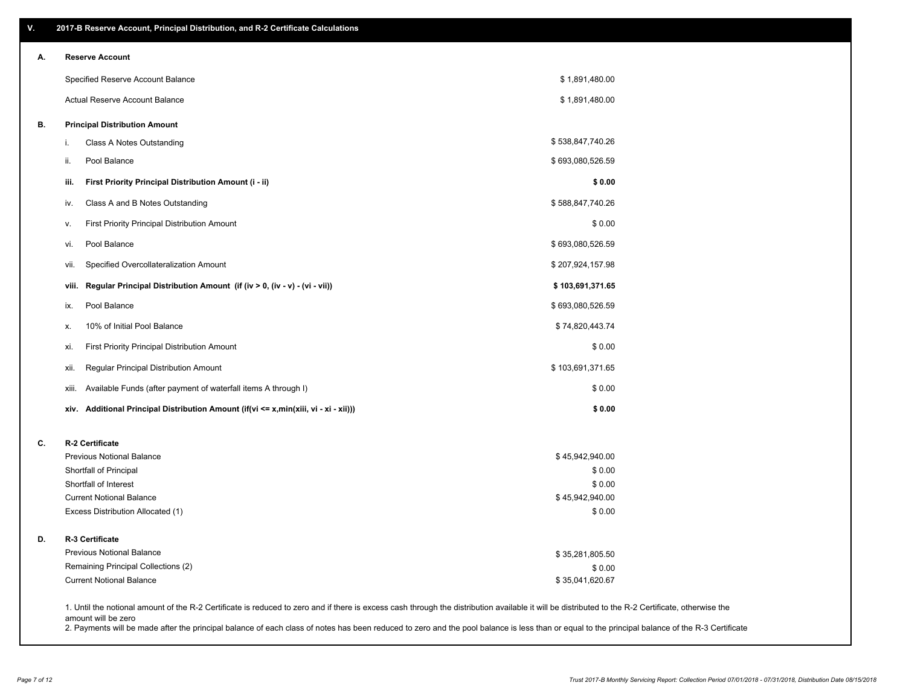## V. 2017-B Reserve Account, Principal Distribution, and R-2 Certificate Calculations

### A. Reserve Account

| | |
|---|---|
| Specified Reserve Account Balance | $ 1,891,480.00 |
| Actual Reserve Account Balance | $ 1,891,480.00 |

### B. Principal Distribution Amount

| | | |
|---|---|---|
| i. | Class A Notes Outstanding | $ 538,847,740.26 |
| ii. | Pool Balance | $ 693,080,526.59 |
| **iii.** | **First Priority Principal Distribution Amount (i - ii)** | **$ 0.00** |
| iv. | Class A and B Notes Outstanding | $ 588,847,740.26 |
| v. | First Priority Principal Distribution Amount | $ 0.00 |
| vi. | Pool Balance | $ 693,080,526.59 |
| vii. | Specified Overcollateralization Amount | $ 207,924,157.98 |
| **viii.** | **Regular Principal Distribution Amount (if (iv > 0, (iv - v) - (vi - vii))** | **$ 103,691,371.65** |
| ix. | Pool Balance | $ 693,080,526.59 |
| x. | 10% of Initial Pool Balance | $ 74,820,443.74 |
| xi. | First Priority Principal Distribution Amount | $ 0.00 |
| xii. | Regular Principal Distribution Amount | $ 103,691,371.65 |
| xiii. | Available Funds (after payment of waterfall items A through I) | $ 0.00 |
| **xiv.** | **Additional Principal Distribution Amount (if(vi <= x,min(xiii, vi - xi - xii)))** | **$ 0.00** |

### C. R-2 Certificate

| | |
|---|---|
| Previous Notional Balance | $ 45,942,940.00 |
| Shortfall of Principal | $ 0.00 |
| Shortfall of Interest | $ 0.00 |
| Current Notional Balance | $ 45,942,940.00 |
| Excess Distribution Allocated (1) | $ 0.00 |

### D. R-3 Certificate

| | |
|---|---|
| Previous Notional Balance | $ 35,281,805.50 |
| Remaining Principal Collections (2) | $ 0.00 |
| Current Notional Balance | $ 35,041,620.67 |

1. Until the notional amount of the R-2 Certificate is reduced to zero and if there is excess cash through the distribution available it will be distributed to the R-2 Certificate, otherwise the amount will be zero
2. Payments will be made after the principal balance of each class of notes has been reduced to zero and the pool balance is less than or equal to the principal balance of the R-3 Certificate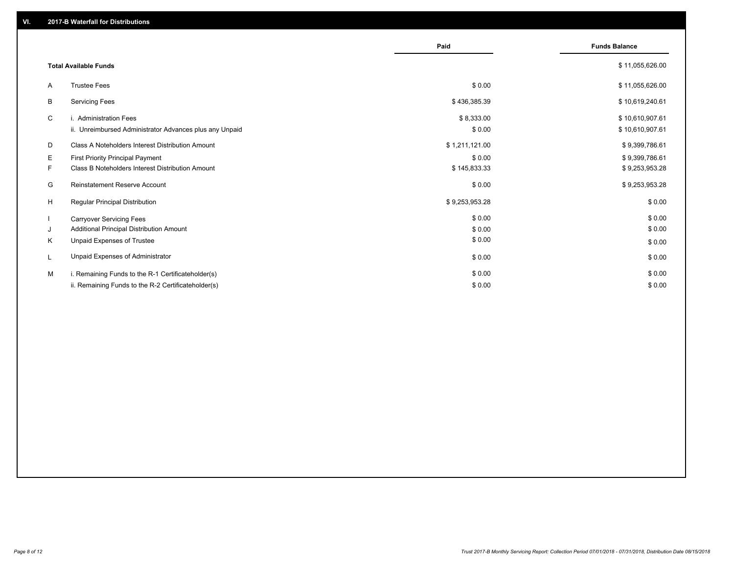## VI. 2017-B Waterfall for Distributions

| | | Paid | Funds Balance |
|---|---|---|---|
| | **Total Available Funds** | | $ 11,055,626.00 |
| A | Trustee Fees | $ 0.00 | $ 11,055,626.00 |
| B | Servicing Fees | $ 436,385.39 | $ 10,619,240.61 |
| C | i. Administration Fees | $ 8,333.00 | $ 10,610,907.61 |
| | ii. Unreimbursed Administrator Advances plus any Unpaid | $ 0.00 | $ 10,610,907.61 |
| D | Class A Noteholders Interest Distribution Amount | $ 1,211,121.00 | $ 9,399,786.61 |
| E | First Priority Principal Payment | $ 0.00 | $ 9,399,786.61 |
| F | Class B Noteholders Interest Distribution Amount | $ 145,833.33 | $ 9,253,953.28 |
| G | Reinstatement Reserve Account | $ 0.00 | $ 9,253,953.28 |
| H | Regular Principal Distribution | $ 9,253,953.28 | $ 0.00 |
| I | Carryover Servicing Fees | $ 0.00 | $ 0.00 |
| J | Additional Principal Distribution Amount | $ 0.00 | $ 0.00 |
| K | Unpaid Expenses of Trustee | $ 0.00 | $ 0.00 |
| L | Unpaid Expenses of Administrator | $ 0.00 | $ 0.00 |
| M | i. Remaining Funds to the R-1 Certificateholder(s) | $ 0.00 | $ 0.00 |
| | ii. Remaining Funds to the R-2 Certificateholder(s) | $ 0.00 | $ 0.00 |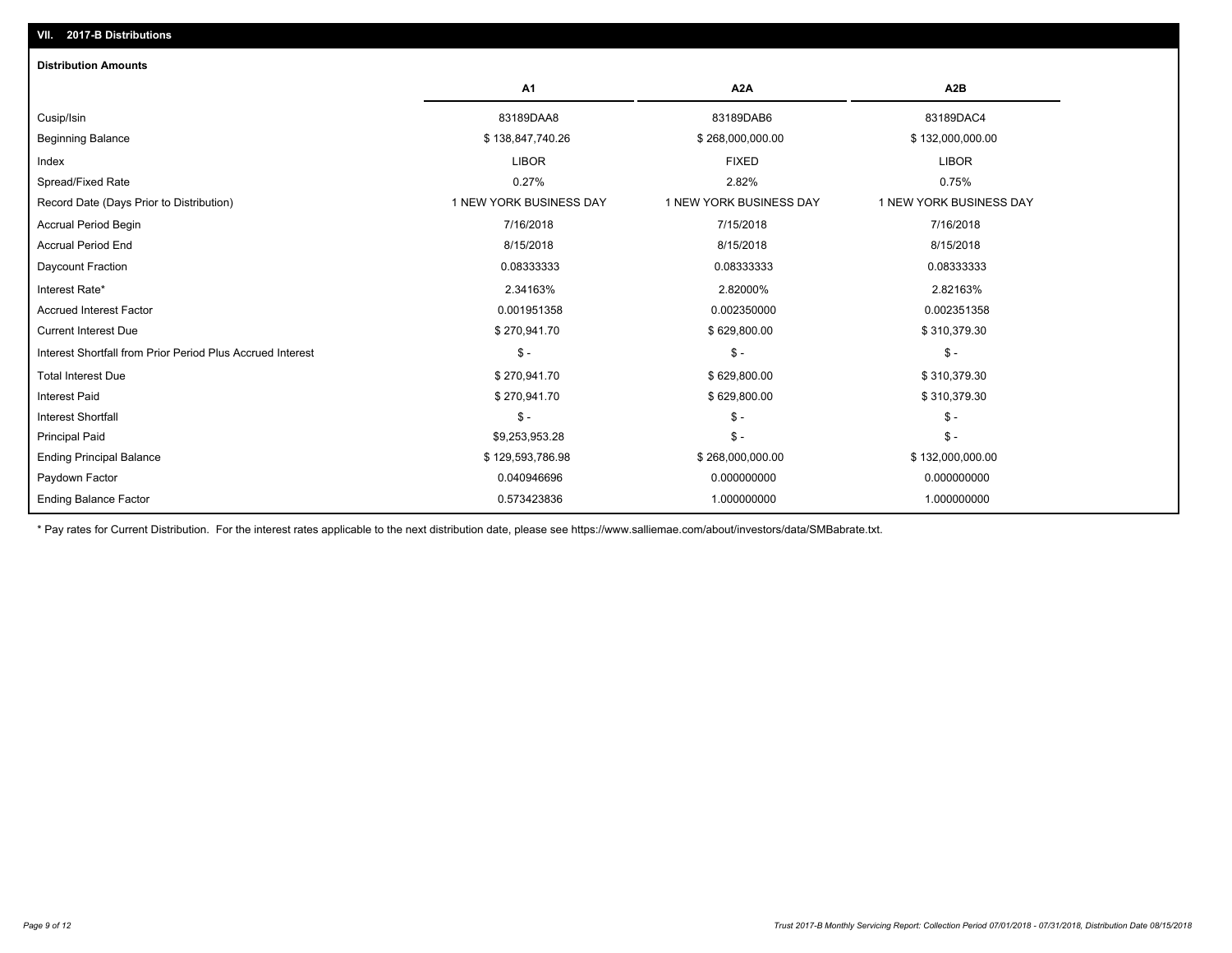## VII. 2017-B Distributions

### Distribution Amounts

| | A1 | A2A | A2B |
|---|---|---|---|
| Cusip/Isin | 83189DAA8 | 83189DAB6 | 83189DAC4 |
| Beginning Balance | $ 138,847,740.26 | $ 268,000,000.00 | $ 132,000,000.00 |
| Index | LIBOR | FIXED | LIBOR |
| Spread/Fixed Rate | 0.27% | 2.82% | 0.75% |
| Record Date (Days Prior to Distribution) | 1 NEW YORK BUSINESS DAY | 1 NEW YORK BUSINESS DAY | 1 NEW YORK BUSINESS DAY |
| Accrual Period Begin | 7/16/2018 | 7/15/2018 | 7/16/2018 |
| Accrual Period End | 8/15/2018 | 8/15/2018 | 8/15/2018 |
| Daycount Fraction | 0.08333333 | 0.08333333 | 0.08333333 |
| Interest Rate* | 2.34163% | 2.82000% | 2.82163% |
| Accrued Interest Factor | 0.001951358 | 0.002350000 | 0.002351358 |
| Current Interest Due | $ 270,941.70 | $ 629,800.00 | $ 310,379.30 |
| Interest Shortfall from Prior Period Plus Accrued Interest | $ - | $ - | $ - |
| Total Interest Due | $ 270,941.70 | $ 629,800.00 | $ 310,379.30 |
| Interest Paid | $ 270,941.70 | $ 629,800.00 | $ 310,379.30 |
| Interest Shortfall | $ - | $ - | $ - |
| Principal Paid | $9,253,953.28 | $ - | $ - |
| Ending Principal Balance | $ 129,593,786.98 | $ 268,000,000.00 | $ 132,000,000.00 |
| Paydown Factor | 0.040946696 | 0.000000000 | 0.000000000 |
| Ending Balance Factor | 0.573423836 | 1.000000000 | 1.000000000 |

* Pay rates for Current Distribution. For the interest rates applicable to the next distribution date, please see https://www.salliemae.com/about/investors/data/SMBabrate.txt.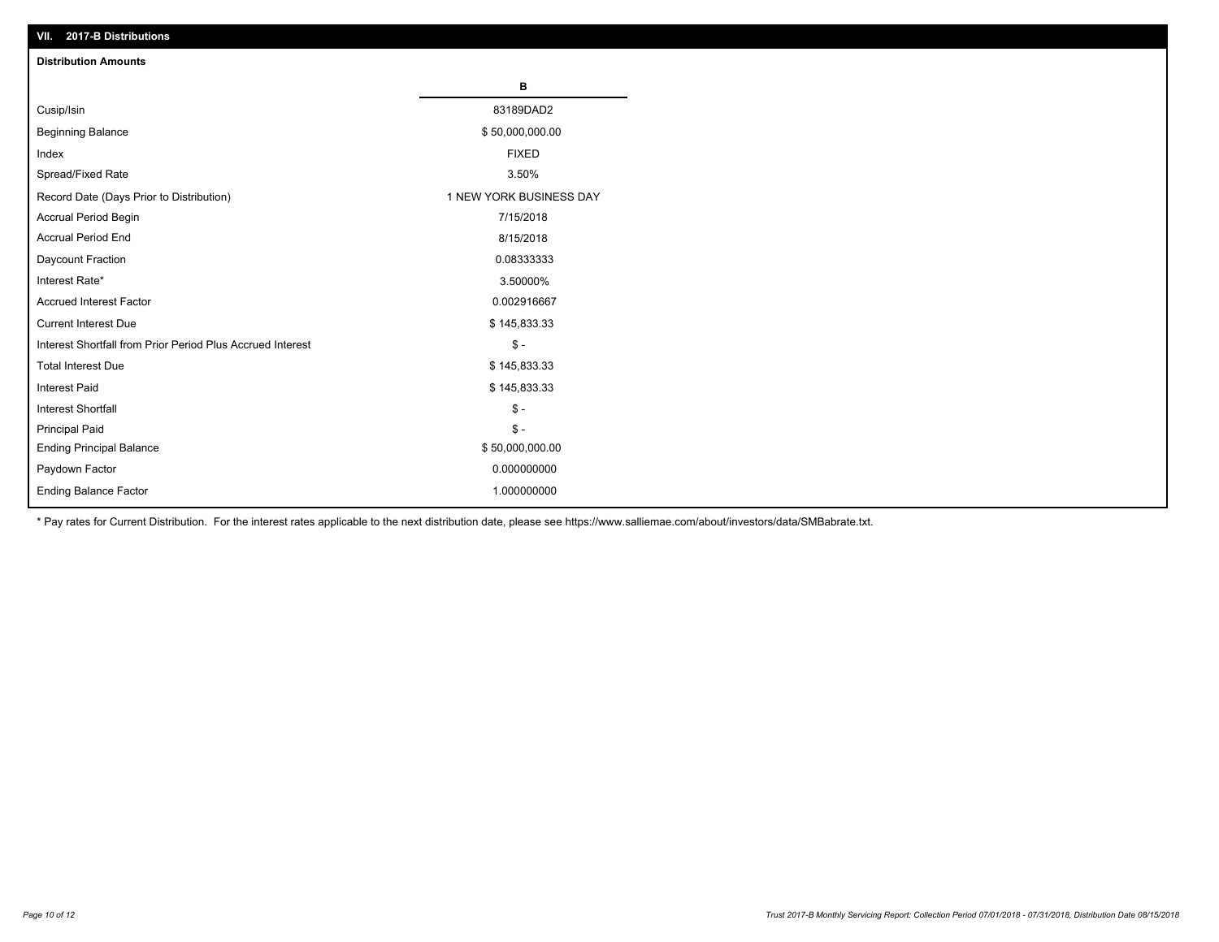## VII. 2017-B Distributions

### Distribution Amounts

| | B |
|---|---|
| Cusip/Isin | 83189DAD2 |
| Beginning Balance | $ 50,000,000.00 |
| Index | FIXED |
| Spread/Fixed Rate | 3.50% |
| Record Date (Days Prior to Distribution) | 1 NEW YORK BUSINESS DAY |
| Accrual Period Begin | 7/15/2018 |
| Accrual Period End | 8/15/2018 |
| Daycount Fraction | 0.08333333 |
| Interest Rate* | 3.50000% |
| Accrued Interest Factor | 0.002916667 |
| Current Interest Due | $ 145,833.33 |
| Interest Shortfall from Prior Period Plus Accrued Interest | $ - |
| Total Interest Due | $ 145,833.33 |
| Interest Paid | $ 145,833.33 |
| Interest Shortfall | $ - |
| Principal Paid | $ - |
| Ending Principal Balance | $ 50,000,000.00 |
| Paydown Factor | 0.000000000 |
| Ending Balance Factor | 1.000000000 |

* Pay rates for Current Distribution. For the interest rates applicable to the next distribution date, please see https://www.salliemae.com/about/investors/data/SMBabrate.txt.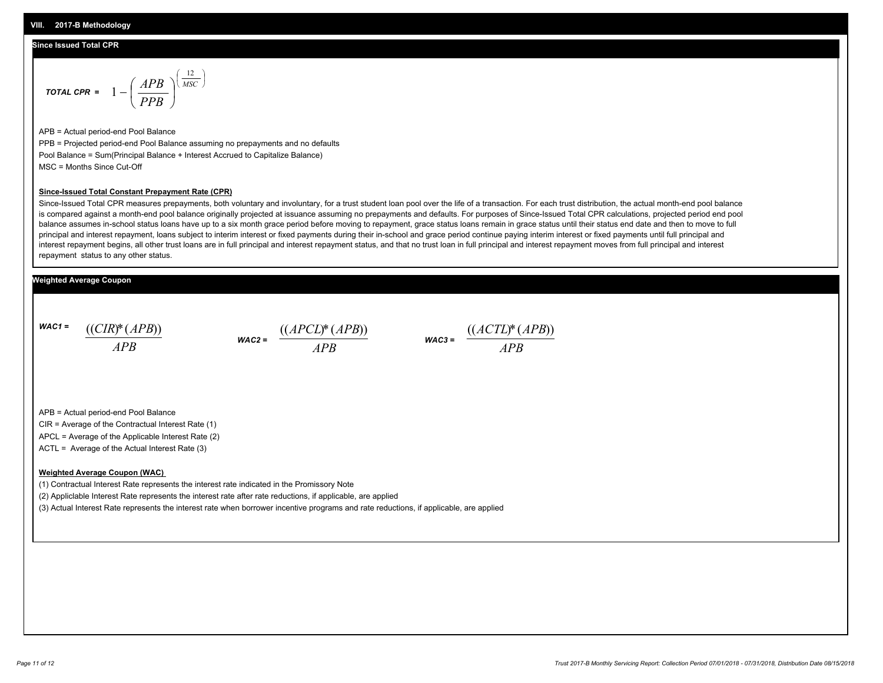## VIII. 2017-B Methodology

### Since Issued Total CPR

$$\textit{TOTAL CPR} = 1 - \left( \frac{APB}{PPB} \right)^{\left( \frac{12}{MSC} \right)}$$

APB = Actual period-end Pool Balance

PPB = Projected period-end Pool Balance assuming no prepayments and no defaults

Pool Balance = Sum(Principal Balance + Interest Accrued to Capitalize Balance)

MSC = Months Since Cut-Off

**Since-Issued Total Constant Prepayment Rate (CPR)**

Since-Issued Total CPR measures prepayments, both voluntary and involuntary, for a trust student loan pool over the life of a transaction. For each trust distribution, the actual month-end pool balance is compared against a month-end pool balance originally projected at issuance assuming no prepayments and defaults. For purposes of Since-Issued Total CPR calculations, projected period end pool balance assumes in-school status loans have up to a six month grace period before moving to repayment, grace status loans remain in grace status until their status end date and then to move to full principal and interest repayment, loans subject to interim interest or fixed payments during their in-school and grace period continue paying interim interest or fixed payments until full principal and interest repayment begins, all other trust loans are in full principal and interest repayment status, and that no trust loan in full principal and interest repayment moves from full principal and interest repayment status to any other status.

### Weighted Average Coupon

$$\textit{WAC1} = \frac{((CIR)*(APB))}{APB} \qquad \textit{WAC2} = \frac{((APCL)*(APB))}{APB} \qquad \textit{WAC3} = \frac{((ACTL)*(APB))}{APB}$$

APB = Actual period-end Pool Balance

CIR = Average of the Contractual Interest Rate (1)

APCL = Average of the Applicable Interest Rate (2)

ACTL = Average of the Actual Interest Rate (3)

**Weighted Average Coupon (WAC)**

(1) Contractual Interest Rate represents the interest rate indicated in the Promissory Note

(2) Appliclable Interest Rate represents the interest rate after rate reductions, if applicable, are applied

(3) Actual Interest Rate represents the interest rate when borrower incentive programs and rate reductions, if applicable, are applied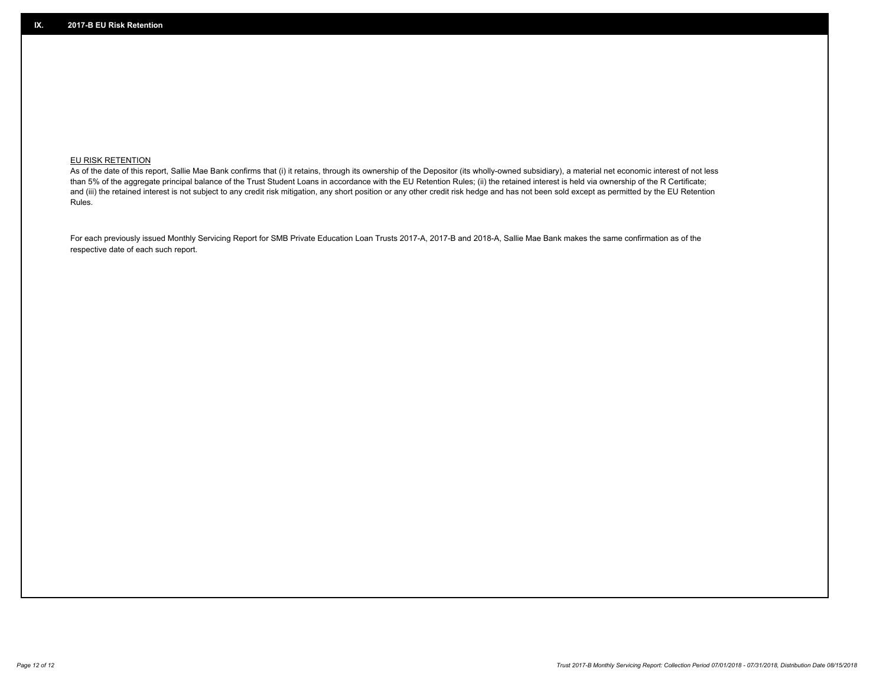## IX. 2017-B EU Risk Retention

EU RISK RETENTION

As of the date of this report, Sallie Mae Bank confirms that (i) it retains, through its ownership of the Depositor (its wholly-owned subsidiary), a material net economic interest of not less than 5% of the aggregate principal balance of the Trust Student Loans in accordance with the EU Retention Rules; (ii) the retained interest is held via ownership of the R Certificate; and (iii) the retained interest is not subject to any credit risk mitigation, any short position or any other credit risk hedge and has not been sold except as permitted by the EU Retention Rules.

For each previously issued Monthly Servicing Report for SMB Private Education Loan Trusts 2017-A, 2017-B and 2018-A, Sallie Mae Bank makes the same confirmation as of the respective date of each such report.